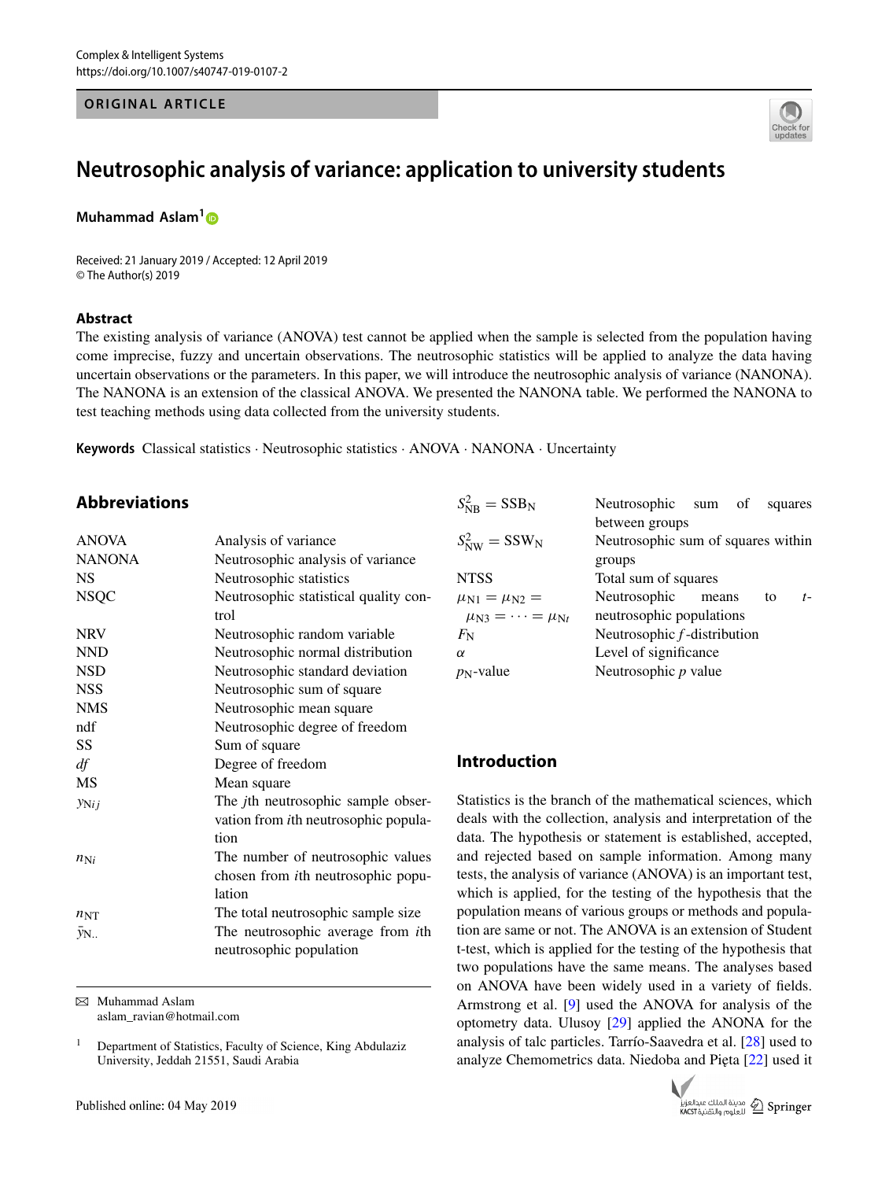ORIGINAL ARTICLE

# Neutrosophic analysis of variance: application to university students

**Muhammad Aslam**[1]

Received: 21 January 2019 / Accepted: 12 April 2019
© The Author(s) 2019

## Abstract

The existing analysis of variance (ANOVA) test cannot be applied when the sample is selected from the population having come imprecise, fuzzy and uncertain observations. The neutrosophic statistics will be applied to analyze the data having uncertain observations or the parameters. In this paper, we will introduce the neutrosophic analysis of variance (NANONA). The NANONA is an extension of the classical ANOVA. We presented the NANONA table. We performed the NANONA to test teaching methods using data collected from the university students.

**Keywords** Classical statistics · Neutrosophic statistics · ANOVA · NANONA · Uncertainty

## Abbreviations

| | |
|---|---|
| ANOVA | Analysis of variance |
| NANONA | Neutrosophic analysis of variance |
| NS | Neutrosophic statistics |
| NSQC | Neutrosophic statistical quality control |
| NRV | Neutrosophic random variable |
| NND | Neutrosophic normal distribution |
| NSD | Neutrosophic standard deviation |
| NSS | Neutrosophic sum of square |
| NMS | Neutrosophic mean square |
| ndf | Neutrosophic degree of freedom |
| SS | Sum of square |
| *df* | Degree of freedom |
| MS | Mean square |
| $y_{Nij}$ | The *j*th neutrosophic sample observation from *i*th neutrosophic population |
| $n_{Ni}$ | The number of neutrosophic values chosen from *i*th neutrosophic population |
| $n_{NT}$ | The total neutrosophic sample size |
| $\bar{y}_{N..}$ | The neutrosophic average from *i*th neutrosophic population |
| $S^2_{NB} = SSB_N$ | Neutrosophic sum of squares between groups |
| $S^2_{NW} = SSW_N$ | Neutrosophic sum of squares within groups |
| NTSS | Total sum of squares |
| $\mu_{N1} = \mu_{N2} = \mu_{N3} = \cdots = \mu_{Nt}$ | Neutrosophic means to *t*-neutrosophic populations |
| $F_N$ | Neutrosophic *f*-distribution |
| $\alpha$ | Level of significance |
| $p_N$-value | Neutrosophic *p* value |

✉ Muhammad Aslam
aslam_ravian@hotmail.com

[1] Department of Statistics, Faculty of Science, King Abdulaziz University, Jeddah 21551, Saudi Arabia

## Introduction

Statistics is the branch of the mathematical sciences, which deals with the collection, analysis and interpretation of the data. The hypothesis or statement is established, accepted, and rejected based on sample information. Among many tests, the analysis of variance (ANOVA) is an important test, which is applied, for the testing of the hypothesis that the population means of various groups or methods and population are same or not. The ANOVA is an extension of Student t-test, which is applied for the testing of the hypothesis that two populations have the same means. The analyses based on ANOVA have been widely used in a variety of fields. Armstrong et al. [9] used the ANOVA for analysis of the optometry data. Ulusoy [29] applied the ANONA for the analysis of talc particles. Tarrío-Saavedra et al. [28] used to analyze Chemometrics data. Niedoba and Pięta [22] used it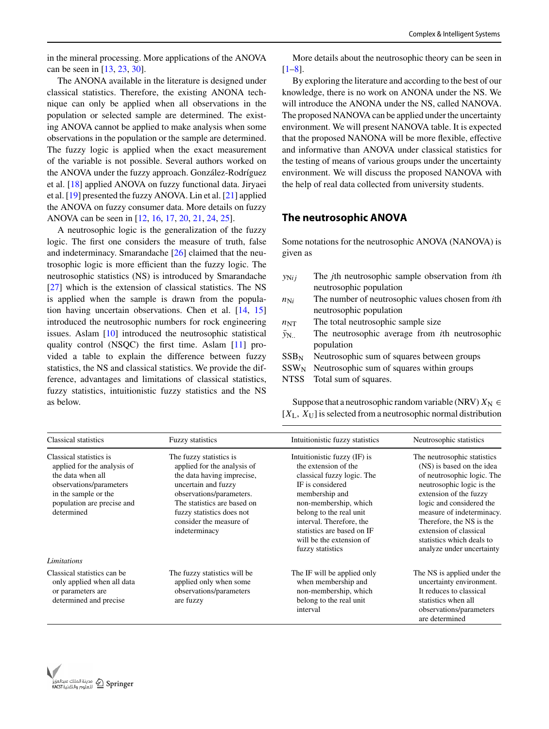in the mineral processing. More applications of the ANOVA can be seen in [13, 23, 30].

The ANONA available in the literature is designed under classical statistics. Therefore, the existing ANONA technique can only be applied when all observations in the population or selected sample are determined. The existing ANOVA cannot be applied to make analysis when some observations in the population or the sample are determined. The fuzzy logic is applied when the exact measurement of the variable is not possible. Several authors worked on the ANOVA under the fuzzy approach. González-Rodríguez et al. [18] applied ANOVA on fuzzy functional data. Jiryaei et al. [19] presented the fuzzy ANOVA. Lin et al. [21] applied the ANOVA on fuzzy consumer data. More details on fuzzy ANOVA can be seen in [12, 16, 17, 20, 21, 24, 25].

A neutrosophic logic is the generalization of the fuzzy logic. The first one considers the measure of truth, false and indeterminacy. Smarandache [26] claimed that the neutrosophic logic is more efficient than the fuzzy logic. The neutrosophic statistics (NS) is introduced by Smarandache [27] which is the extension of classical statistics. The NS is applied when the sample is drawn from the population having uncertain observations. Chen et al. [14, 15] introduced the neutrosophic numbers for rock engineering issues. Aslam [10] introduced the neutrosophic statistical quality control (NSQC) the first time. Aslam [11] provided a table to explain the difference between fuzzy statistics, the NS and classical statistics. We provide the difference, advantages and limitations of classical statistics, fuzzy statistics, intuitionistic fuzzy statistics and the NS as below.

| Classical statistics | Fuzzy statistics | Intuitionistic fuzzy statistics | Neutrosophic statistics |
|---|---|---|---|
| Classical statistics is applied for the analysis of the data when all observations/parameters in the sample or the population are precise and determined | The fuzzy statistics is applied for the analysis of the data having imprecise, uncertain and fuzzy observations/parameters. The statistics are based on fuzzy statistics does not consider the measure of indeterminacy | Intuitionistic fuzzy (IF) is the extension of the classical fuzzy logic. The IF is considered membership and non-membership, which belong to the real unit interval. Therefore, the statistics are based on IF will be the extension of fuzzy statistics | The neutrosophic statistics (NS) is based on the idea of neutrosophic logic. The neutrosophic logic is the extension of the fuzzy logic and considered the measure of indeterminacy. Therefore, the NS is the extension of classical statistics which deals to analyze under uncertainty |
| *Limitations* | | | |
| Classical statistics can be only applied when all data or parameters are determined and precise | The fuzzy statistics will be applied only when some observations/parameters are fuzzy | The IF will be applied only when membership and non-membership, which belong to the real unit interval | The NS is applied under the uncertainty environment. It reduces to classical statistics when all observations/parameters are determined |

More details about the neutrosophic theory can be seen in [1–8].

By exploring the literature and according to the best of our knowledge, there is no work on ANONA under the NS. We will introduce the ANONA under the NS, called NANOVA. The proposed NANOVA can be applied under the uncertainty environment. We will present NANOVA table. It is expected that the proposed NANONA will be more flexible, effective and informative than ANOVA under classical statistics for the testing of means of various groups under the uncertainty environment. We will discuss the proposed NANOVA with the help of real data collected from university students.

## The neutrosophic ANOVA

Some notations for the neutrosophic ANOVA (NANOVA) is given as

- $y_{\mathrm{N}ij}$ The $j$th neutrosophic sample observation from $i$th neutrosophic population
- $n_{\mathrm{N}i}$ The number of neutrosophic values chosen from $i$th neutrosophic population
- $n_{\mathrm{NT}}$ The total neutrosophic sample size
- $\bar{y}_{\mathrm{N}..}$ The neutrosophic average from $i$th neutrosophic population
- $\mathrm{SSB_N}$ Neutrosophic sum of squares between groups
- $\mathrm{SSW_N}$ Neutrosophic sum of squares within groups
- NTSS Total sum of squares.

Suppose that a neutrosophic random variable (NRV) $X_{\mathrm{N}} \in [X_{\mathrm{L}}, X_{\mathrm{U}}]$ is selected from a neutrosophic normal distribution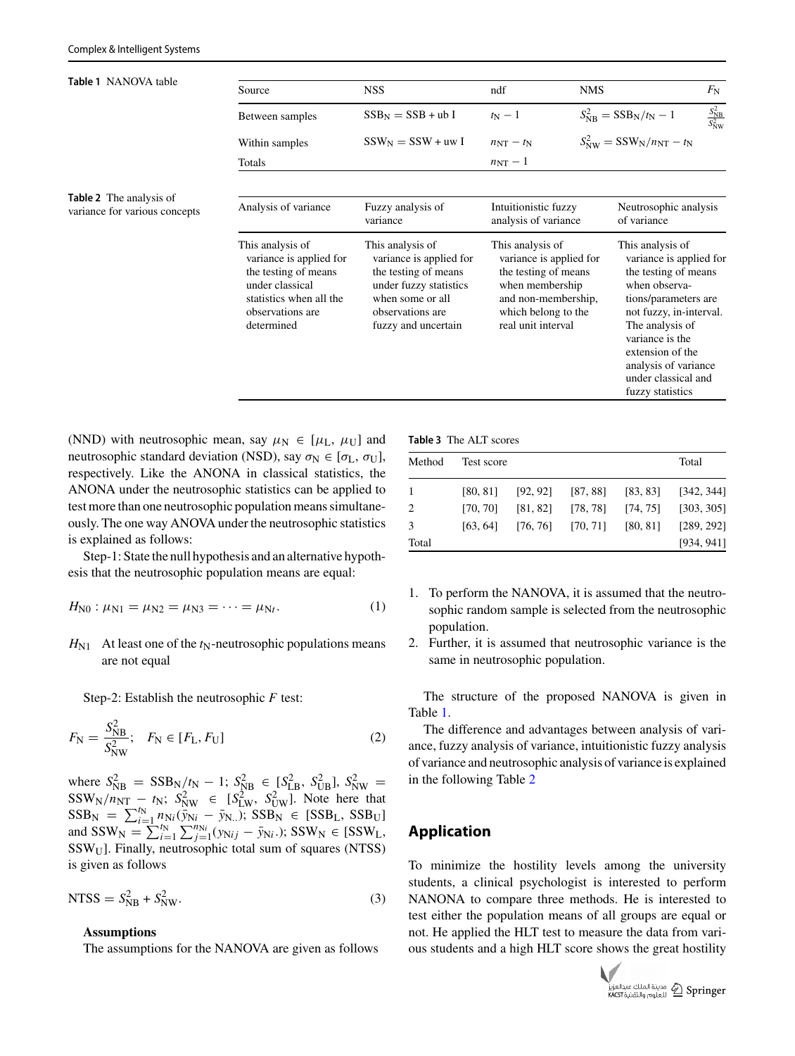**Table 1** NANOVA table

| Source | NSS | ndf | NMS | $F_N$ |
|---|---|---|---|---|
| Between samples | $\text{SSB}_N = \text{SSB} + \text{ub I}$ | $t_N - 1$ | $S_{NB}^2 = \text{SSB}_N / t_N - 1$ | $\frac{S_{NB}^2}{S_{NW}^2}$ |
| Within samples | $\text{SSW}_N = \text{SSW} + \text{uw I}$ | $n_{NT} - t_N$ | $S_{NW}^2 = \text{SSW}_N / n_{NT} - t_N$ | |
| Totals | | $n_{NT} - 1$ | | |

**Table 2** The analysis of variance for various concepts

| Analysis of variance | Fuzzy analysis of variance | Intuitionistic fuzzy analysis of variance | Neutrosophic analysis of variance |
|---|---|---|---|
| This analysis of variance is applied for the testing of means under classical statistics when all the observations are determined | This analysis of variance is applied for the testing of means under fuzzy statistics when some or all observations are fuzzy and uncertain | This analysis of variance is applied for the testing of means when membership and non-membership, which belong to the real unit interval | This analysis of variance is applied for the testing of means when observations/parameters are not fuzzy, in-interval. The analysis of variance is the extension of the analysis of variance under classical and fuzzy statistics |

(NND) with neutrosophic mean, say $\mu_N \in [\mu_L, \mu_U]$ and neutrosophic standard deviation (NSD), say $\sigma_N \in [\sigma_L, \sigma_U]$, respectively. Like the ANONA in classical statistics, the ANONA under the neutrosophic statistics can be applied to test more than one neutrosophic population means simultaneously. The one way ANOVA under the neutrosophic statistics is explained as follows:

Step-1: State the null hypothesis and an alternative hypothesis that the neutrosophic population means are equal:

$$H_{N0} : \mu_{N1} = \mu_{N2} = \mu_{N3} = \cdots = \mu_{Nt}. \tag{1}$$

$H_{N1}$ At least one of the $t_N$-neutrosophic populations means are not equal

Step-2: Establish the neutrosophic $F$ test:

$$F_N = \frac{S_{NB}^2}{S_{NW}^2}; \quad F_N \in [F_L, F_U] \tag{2}$$

where $S_{NB}^2 = \text{SSB}_N / t_N - 1$; $S_{NB}^2 \in [S_{LB}^2, S_{UB}^2]$, $S_{NW}^2 = \text{SSW}_N / n_{NT} - t_N$; $S_{NW}^2 \in [S_{LW}^2, S_{UW}^2]$. Note here that $\text{SSB}_N = \sum_{i=1}^{t_N} n_{Ni} (\bar{y}_{Ni} - \bar{y}_{N..})$; $\text{SSB}_N \in [\text{SSB}_L, \text{SSB}_U]$ and $\text{SSW}_N = \sum_{i=1}^{t_N} \sum_{j=1}^{n_{Ni}} (y_{Nij} - \bar{y}_{Ni.})$; $\text{SSW}_N \in [\text{SSW}_L, \text{SSW}_U]$. Finally, neutrosophic total sum of squares (NTSS) is given as follows

$$\text{NTSS} = S_{NB}^2 + S_{NW}^2. \tag{3}$$

**Assumptions**

The assumptions for the NANOVA are given as follows

1. To perform the NANOVA, it is assumed that the neutrosophic random sample is selected from the neutrosophic population.
2. Further, it is assumed that neutrosophic variance is the same in neutrosophic population.

The structure of the proposed NANOVA is given in Table 1.

The difference and advantages between analysis of variance, fuzzy analysis of variance, intuitionistic fuzzy analysis of variance and neutrosophic analysis of variance is explained in the following Table 2

## Application

To minimize the hostility levels among the university students, a clinical psychologist is interested to perform NANONA to compare three methods. He is interested to test either the population means of all groups are equal or not. He applied the HLT test to measure the data from various students and a high HLT score shows the great hostility

**Table 3** The ALT scores

| Method | Test score | | | | Total |
|---|---|---|---|---|---|
| 1 | [80, 81] | [92, 92] | [87, 88] | [83, 83] | [342, 344] |
| 2 | [70, 70] | [81, 82] | [78, 78] | [74, 75] | [303, 305] |
| 3 | [63, 64] | [76, 76] | [70, 71] | [80, 81] | [289, 292] |
| Total | | | | | [934, 941] |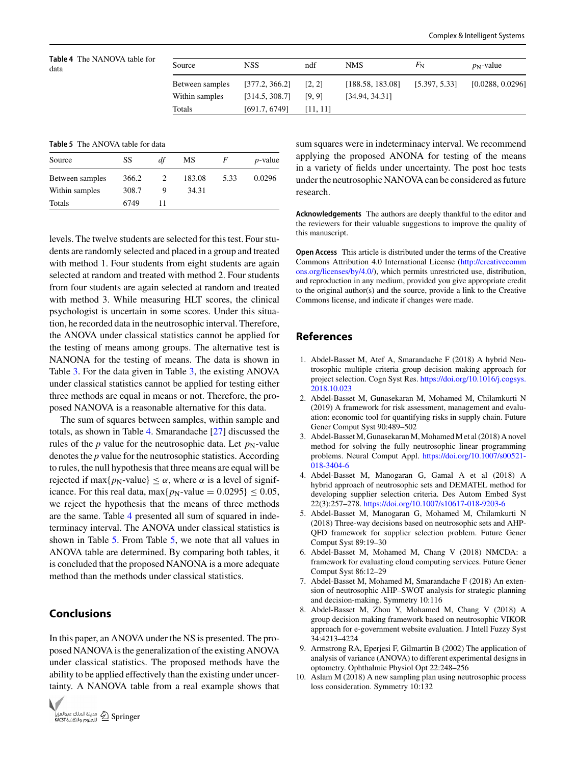**Table 4** The NANOVA table for data

| Source | NSS | ndf | NMS | $F_N$ | $p_N$-value |
|---|---|---|---|---|---|
| Between samples | [377.2, 366.2] | [2, 2] | [188.58, 183.08] | [5.397, 5.33] | [0.0288, 0.0296] |
| Within samples | [314.5, 308.7] | [9, 9] | [34.94, 34.31] | | |
| Totals | [691.7, 6749] | [11, 11] | | | |

**Table 5** The ANOVA table for data

| Source | SS | *df* | MS | *F* | *p*-value |
|---|---|---|---|---|---|
| Between samples | 366.2 | 2 | 183.08 | 5.33 | 0.0296 |
| Within samples | 308.7 | 9 | 34.31 | | |
| Totals | 6749 | 11 | | | |

levels. The twelve students are selected for this test. Four students are randomly selected and placed in a group and treated with method 1. Four students from eight students are again selected at random and treated with method 2. Four students from four students are again selected at random and treated with method 3. While measuring HLT scores, the clinical psychologist is uncertain in some scores. Under this situation, he recorded data in the neutrosophic interval. Therefore, the ANOVA under classical statistics cannot be applied for the testing of means among groups. The alternative test is NANONA for the testing of means. The data is shown in Table 3. For the data given in Table 3, the existing ANOVA under classical statistics cannot be applied for testing either three methods are equal in means or not. Therefore, the proposed NANOVA is a reasonable alternative for this data.

The sum of squares between samples, within sample and totals, as shown in Table 4. Smarandache [27] discussed the rules of the $p$ value for the neutrosophic data. Let $p_N$-value denotes the $p$ value for the neutrosophic statistics. According to rules, the null hypothesis that three means are equal will be rejected if $\max\{p_N\text{-value}\} \leq \alpha$, where $\alpha$ is a level of significance. For this real data, $\max\{p_N\text{-value} = 0.0295\} \leq 0.05$, we reject the hypothesis that the means of three methods are the same. Table 4 presented all sum of squared in indeterminacy interval. The ANOVA under classical statistics is shown in Table 5. From Table 5, we note that all values in ANOVA table are determined. By comparing both tables, it is concluded that the proposed NANONA is a more adequate method than the methods under classical statistics.

## Conclusions

In this paper, an ANOVA under the NS is presented. The proposed NANOVA is the generalization of the existing ANOVA under classical statistics. The proposed methods have the ability to be applied effectively than the existing under uncertainty. A NANOVA table from a real example shows that sum squares were in indeterminacy interval. We recommend applying the proposed ANONA for testing of the means in a variety of fields under uncertainty. The post hoc tests under the neutrosophic NANOVA can be considered as future research.

**Acknowledgements** The authors are deeply thankful to the editor and the reviewers for their valuable suggestions to improve the quality of this manuscript.

**Open Access** This article is distributed under the terms of the Creative Commons Attribution 4.0 International License (http://creativecommons.org/licenses/by/4.0/), which permits unrestricted use, distribution, and reproduction in any medium, provided you give appropriate credit to the original author(s) and the source, provide a link to the Creative Commons license, and indicate if changes were made.

## References

1. Abdel-Basset M, Atef A, Smarandache F (2018) A hybrid Neutrosophic multiple criteria group decision making approach for project selection. Cogn Syst Res. https://doi.org/10.1016/j.cogsys.2018.10.023
2. Abdel-Basset M, Gunasekaran M, Mohamed M, Chilamkurti N (2019) A framework for risk assessment, management and evaluation: economic tool for quantifying risks in supply chain. Future Gener Comput Syst 90:489–502
3. Abdel-Basset M, Gunasekaran M, Mohamed M et al (2018) A novel method for solving the fully neutrosophic linear programming problems. Neural Comput Appl. https://doi.org/10.1007/s00521-018-3404-6
4. Abdel-Basset M, Manogaran G, Gamal A et al (2018) A hybrid approach of neutrosophic sets and DEMATEL method for developing supplier selection criteria. Des Autom Embed Syst 22(3):257–278. https://doi.org/10.1007/s10617-018-9203-6
5. Abdel-Basset M, Manogaran G, Mohamed M, Chilamkurti N (2018) Three-way decisions based on neutrosophic sets and AHP-QFD framework for supplier selection problem. Future Gener Comput Syst 89:19–30
6. Abdel-Basset M, Mohamed M, Chang V (2018) NMCDA: a framework for evaluating cloud computing services. Future Gener Comput Syst 86:12–29
7. Abdel-Basset M, Mohamed M, Smarandache F (2018) An extension of neutrosophic AHP–SWOT analysis for strategic planning and decision-making. Symmetry 10:116
8. Abdel-Basset M, Zhou Y, Mohamed M, Chang V (2018) A group decision making framework based on neutrosophic VIKOR approach for e-government website evaluation. J Intell Fuzzy Syst 34:4213–4224
9. Armstrong RA, Eperjesi F, Gilmartin B (2002) The application of analysis of variance (ANOVA) to different experimental designs in optometry. Ophthalmic Physiol Opt 22:248–256
10. Aslam M (2018) A new sampling plan using neutrosophic process loss consideration. Symmetry 10:132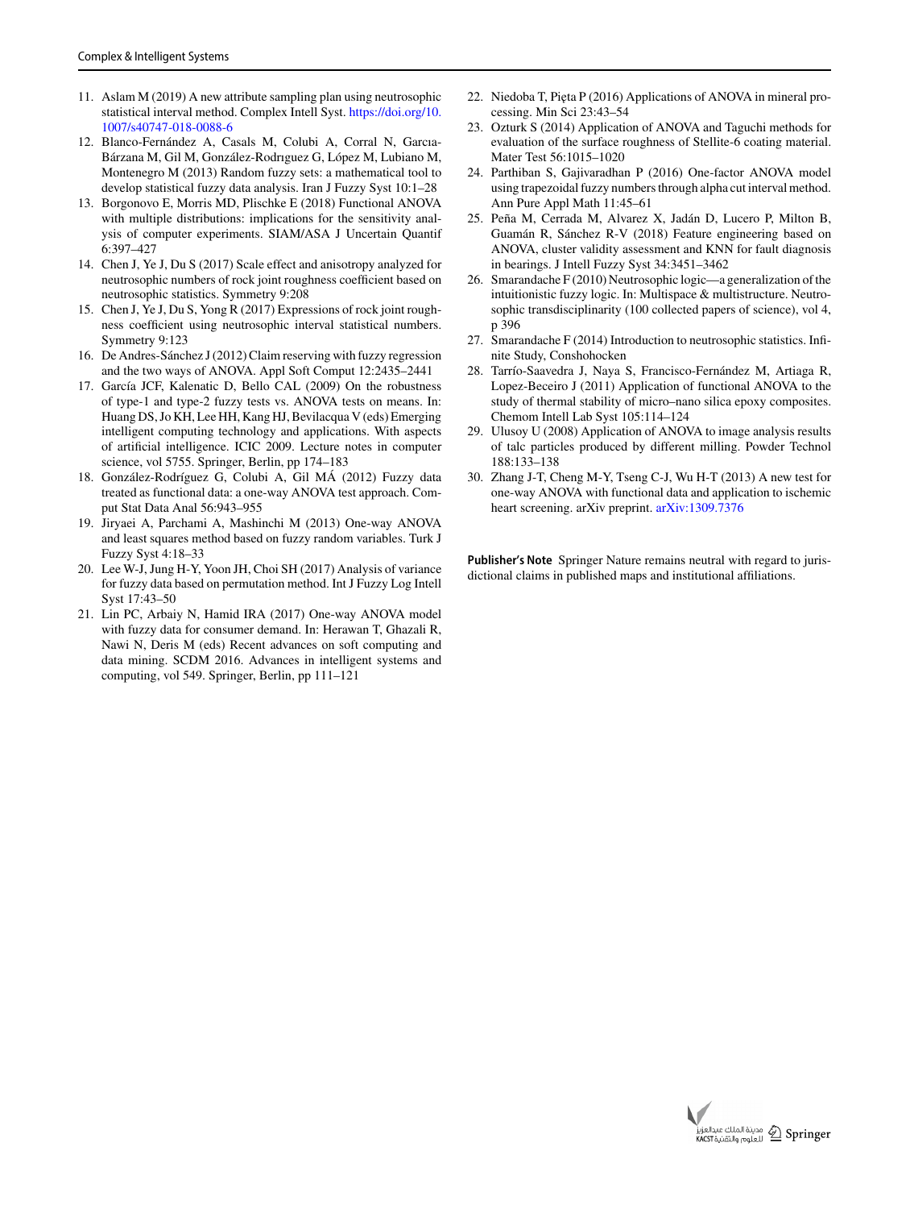11. Aslam M (2019) A new attribute sampling plan using neutrosophic statistical interval method. Complex Intell Syst. https://doi.org/10.1007/s40747-018-0088-6
12. Blanco-Fernández A, Casals M, Colubi A, Corral N, Garcıa-Bárzana M, Gil M, González-Rodrıguez G, López M, Lubiano M, Montenegro M (2013) Random fuzzy sets: a mathematical tool to develop statistical fuzzy data analysis. Iran J Fuzzy Syst 10:1–28
13. Borgonovo E, Morris MD, Plischke E (2018) Functional ANOVA with multiple distributions: implications for the sensitivity analysis of computer experiments. SIAM/ASA J Uncertain Quantif 6:397–427
14. Chen J, Ye J, Du S (2017) Scale effect and anisotropy analyzed for neutrosophic numbers of rock joint roughness coefficient based on neutrosophic statistics. Symmetry 9:208
15. Chen J, Ye J, Du S, Yong R (2017) Expressions of rock joint roughness coefficient using neutrosophic interval statistical numbers. Symmetry 9:123
16. De Andres-Sánchez J (2012) Claim reserving with fuzzy regression and the two ways of ANOVA. Appl Soft Comput 12:2435–2441
17. García JCF, Kalenatic D, Bello CAL (2009) On the robustness of type-1 and type-2 fuzzy tests vs. ANOVA tests on means. In: Huang DS, Jo KH, Lee HH, Kang HJ, Bevilacqua V (eds) Emerging intelligent computing technology and applications. With aspects of artificial intelligence. ICIC 2009. Lecture notes in computer science, vol 5755. Springer, Berlin, pp 174–183
18. González-Rodríguez G, Colubi A, Gil MÁ (2012) Fuzzy data treated as functional data: a one-way ANOVA test approach. Comput Stat Data Anal 56:943–955
19. Jiryaei A, Parchami A, Mashinchi M (2013) One-way ANOVA and least squares method based on fuzzy random variables. Turk J Fuzzy Syst 4:18–33
20. Lee W-J, Jung H-Y, Yoon JH, Choi SH (2017) Analysis of variance for fuzzy data based on permutation method. Int J Fuzzy Log Intell Syst 17:43–50
21. Lin PC, Arbaiy N, Hamid IRA (2017) One-way ANOVA model with fuzzy data for consumer demand. In: Herawan T, Ghazali R, Nawi N, Deris M (eds) Recent advances on soft computing and data mining. SCDM 2016. Advances in intelligent systems and computing, vol 549. Springer, Berlin, pp 111–121
22. Niedoba T, Pięta P (2016) Applications of ANOVA in mineral processing. Min Sci 23:43–54
23. Ozturk S (2014) Application of ANOVA and Taguchi methods for evaluation of the surface roughness of Stellite-6 coating material. Mater Test 56:1015–1020
24. Parthiban S, Gajivaradhan P (2016) One-factor ANOVA model using trapezoidal fuzzy numbers through alpha cut interval method. Ann Pure Appl Math 11:45–61
25. Peña M, Cerrada M, Alvarez X, Jadán D, Lucero P, Milton B, Guamán R, Sánchez R-V (2018) Feature engineering based on ANOVA, cluster validity assessment and KNN for fault diagnosis in bearings. J Intell Fuzzy Syst 34:3451–3462
26. Smarandache F (2010) Neutrosophic logic—a generalization of the intuitionistic fuzzy logic. In: Multispace & multistructure. Neutrosophic transdisciplinarity (100 collected papers of science), vol 4, p 396
27. Smarandache F (2014) Introduction to neutrosophic statistics. Infinite Study, Conshohocken
28. Tarrío-Saavedra J, Naya S, Francisco-Fernández M, Artiaga R, Lopez-Beceiro J (2011) Application of functional ANOVA to the study of thermal stability of micro–nano silica epoxy composites. Chemom Intell Lab Syst 105:114–124
29. Ulusoy U (2008) Application of ANOVA to image analysis results of talc particles produced by different milling. Powder Technol 188:133–138
30. Zhang J-T, Cheng M-Y, Tseng C-J, Wu H-T (2013) A new test for one-way ANOVA with functional data and application to ischemic heart screening. arXiv preprint. arXiv:1309.7376

**Publisher's Note** Springer Nature remains neutral with regard to jurisdictional claims in published maps and institutional affiliations.